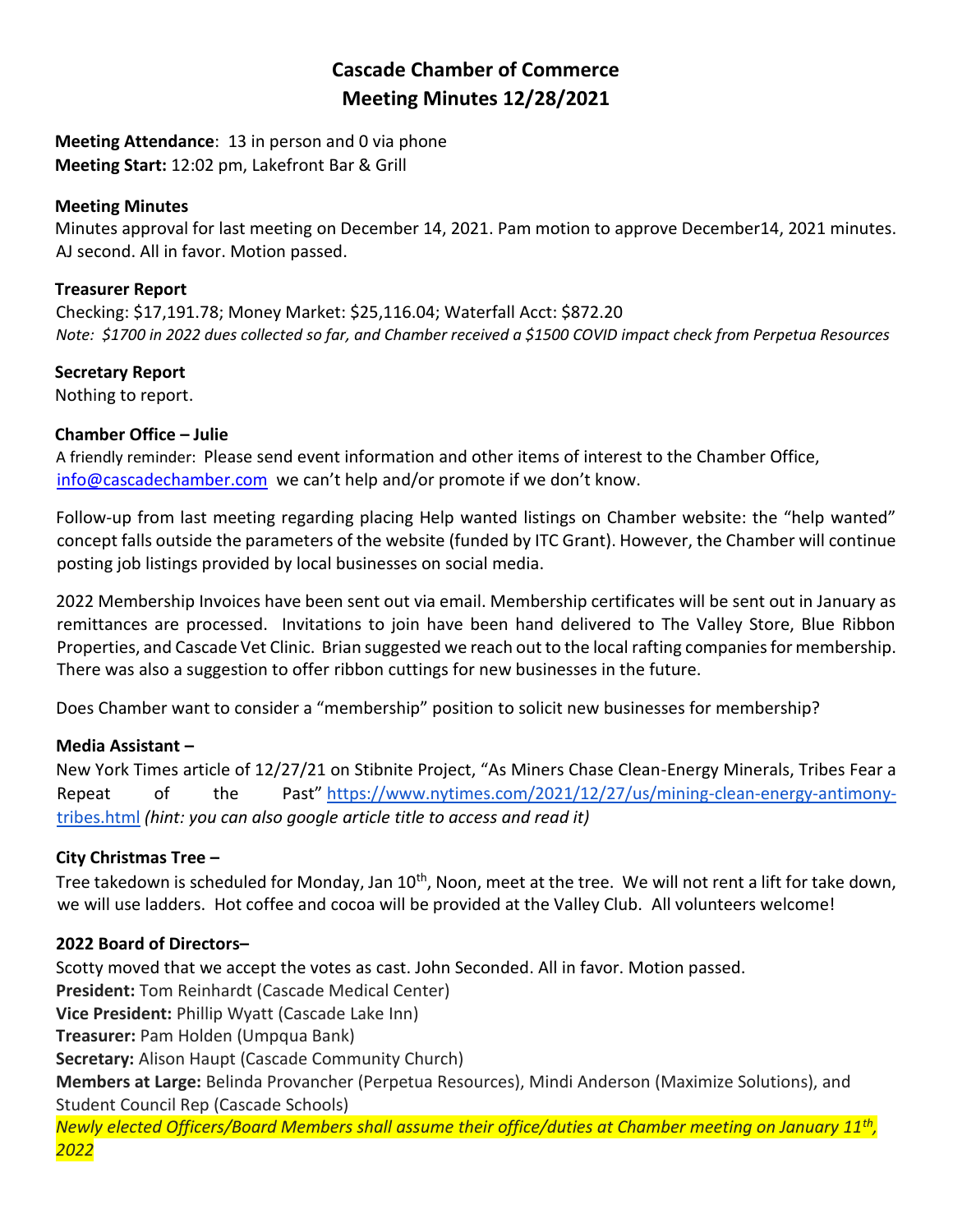# Cascade Chamber of Commerce
# Meeting Minutes 12/28/2021

**Meeting Attendance**: 13 in person and 0 via phone
**Meeting Start:** 12:02 pm, Lakefront Bar & Grill

### Meeting Minutes

Minutes approval for last meeting on December 14, 2021. Pam motion to approve December14, 2021 minutes. AJ second. All in favor. Motion passed.

### Treasurer Report

Checking: $17,191.78; Money Market: $25,116.04; Waterfall Acct: $872.20
*Note: $1700 in 2022 dues collected so far, and Chamber received a $1500 COVID impact check from Perpetua Resources*

### Secretary Report

Nothing to report.

### Chamber Office – Julie

A friendly reminder: Please send event information and other items of interest to the Chamber Office, info@cascadechamber.com we can't help and/or promote if we don't know.

Follow-up from last meeting regarding placing Help wanted listings on Chamber website: the "help wanted" concept falls outside the parameters of the website (funded by ITC Grant). However, the Chamber will continue posting job listings provided by local businesses on social media.

2022 Membership Invoices have been sent out via email. Membership certificates will be sent out in January as remittances are processed. Invitations to join have been hand delivered to The Valley Store, Blue Ribbon Properties, and Cascade Vet Clinic. Brian suggested we reach out to the local rafting companies for membership. There was also a suggestion to offer ribbon cuttings for new businesses in the future.

Does Chamber want to consider a "membership" position to solicit new businesses for membership?

### Media Assistant –

New York Times article of 12/27/21 on Stibnite Project, "As Miners Chase Clean-Energy Minerals, Tribes Fear a Repeat of the Past" https://www.nytimes.com/2021/12/27/us/mining-clean-energy-antimony-tribes.html *(hint: you can also google article title to access and read it)*

### City Christmas Tree –

Tree takedown is scheduled for Monday, Jan 10th, Noon, meet at the tree. We will not rent a lift for take down, we will use ladders. Hot coffee and cocoa will be provided at the Valley Club. All volunteers welcome!

### 2022 Board of Directors–

Scotty moved that we accept the votes as cast. John Seconded. All in favor. Motion passed.
**President:** Tom Reinhardt (Cascade Medical Center)
**Vice President:** Phillip Wyatt (Cascade Lake Inn)
**Treasurer:** Pam Holden (Umpqua Bank)
**Secretary:** Alison Haupt (Cascade Community Church)
**Members at Large:** Belinda Provancher (Perpetua Resources), Mindi Anderson (Maximize Solutions), and Student Council Rep (Cascade Schools)
*Newly elected Officers/Board Members shall assume their office/duties at Chamber meeting on January 11th, 2022*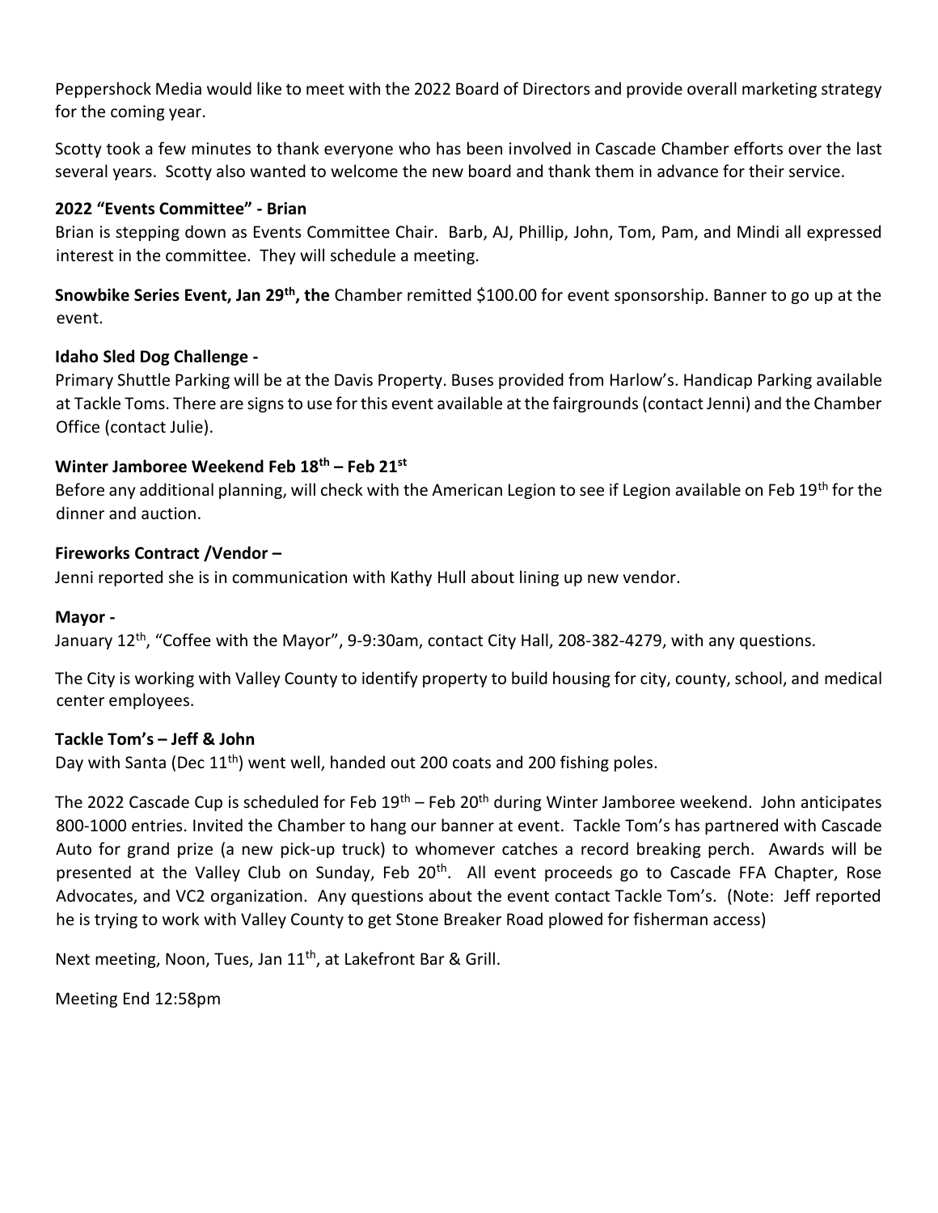Peppershock Media would like to meet with the 2022 Board of Directors and provide overall marketing strategy for the coming year.

Scotty took a few minutes to thank everyone who has been involved in Cascade Chamber efforts over the last several years. Scotty also wanted to welcome the new board and thank them in advance for their service.

**2022 "Events Committee" - Brian**

Brian is stepping down as Events Committee Chair. Barb, AJ, Phillip, John, Tom, Pam, and Mindi all expressed interest in the committee. They will schedule a meeting.

**Snowbike Series Event, Jan 29th, the** Chamber remitted $100.00 for event sponsorship. Banner to go up at the event.

**Idaho Sled Dog Challenge -**

Primary Shuttle Parking will be at the Davis Property. Buses provided from Harlow's. Handicap Parking available at Tackle Toms. There are signs to use for this event available at the fairgrounds (contact Jenni) and the Chamber Office (contact Julie).

**Winter Jamboree Weekend Feb 18th – Feb 21st**

Before any additional planning, will check with the American Legion to see if Legion available on Feb 19th for the dinner and auction.

**Fireworks Contract /Vendor –**

Jenni reported she is in communication with Kathy Hull about lining up new vendor.

**Mayor -**

January 12th, "Coffee with the Mayor", 9-9:30am, contact City Hall, 208-382-4279, with any questions.

The City is working with Valley County to identify property to build housing for city, county, school, and medical center employees.

**Tackle Tom's – Jeff & John**

Day with Santa (Dec 11th) went well, handed out 200 coats and 200 fishing poles.

The 2022 Cascade Cup is scheduled for Feb 19th – Feb 20th during Winter Jamboree weekend. John anticipates 800-1000 entries. Invited the Chamber to hang our banner at event. Tackle Tom's has partnered with Cascade Auto for grand prize (a new pick-up truck) to whomever catches a record breaking perch. Awards will be presented at the Valley Club on Sunday, Feb 20th. All event proceeds go to Cascade FFA Chapter, Rose Advocates, and VC2 organization. Any questions about the event contact Tackle Tom's. (Note: Jeff reported he is trying to work with Valley County to get Stone Breaker Road plowed for fisherman access)

Next meeting, Noon, Tues, Jan 11th, at Lakefront Bar & Grill.

Meeting End 12:58pm